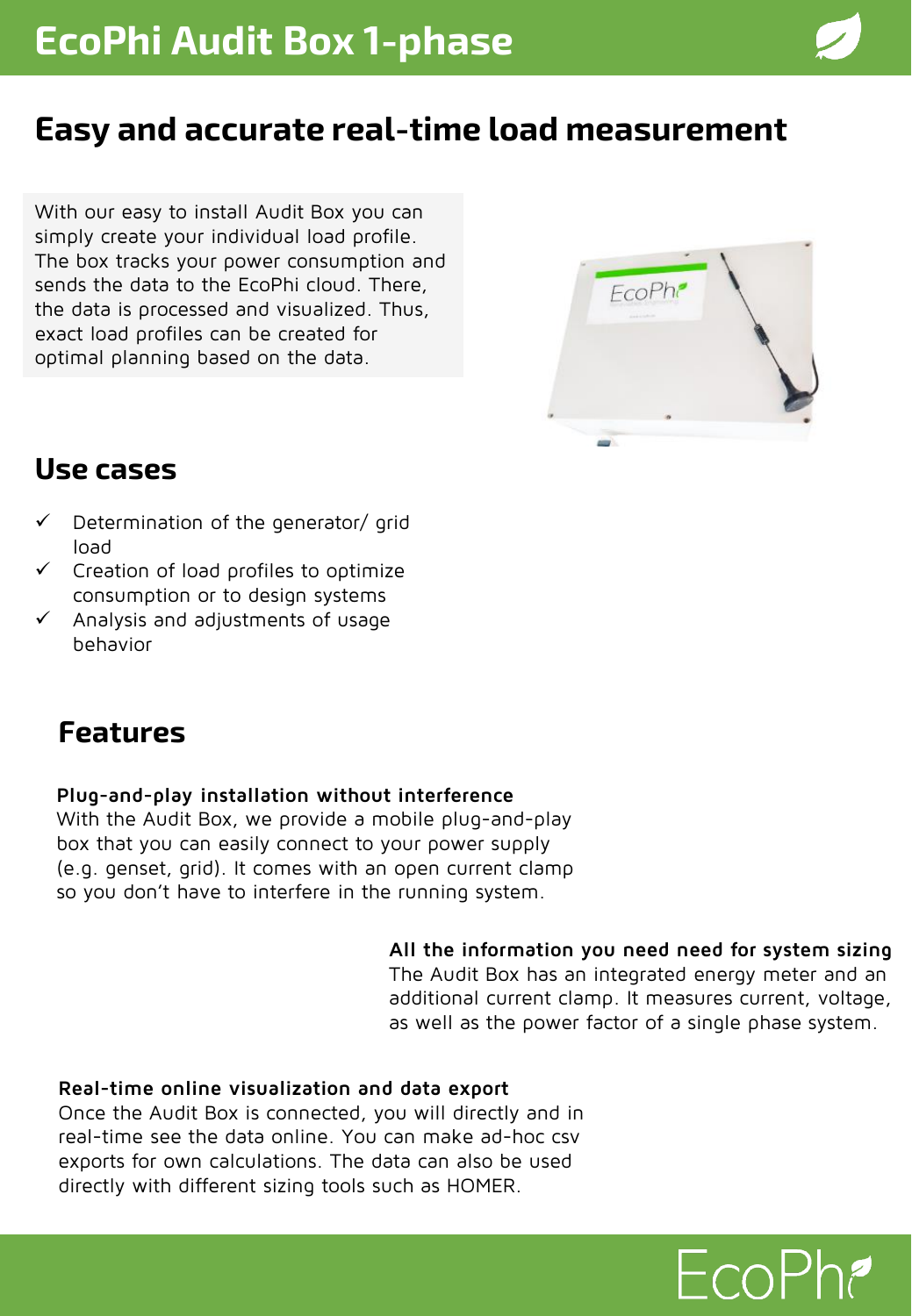# EcoPhi Audit Box 1-phase

## Easy and accurate real-time load measurement

With our easy to install Audit Box you can simply create your individual load profile. The box tracks your power consumption and sends the data to the EcoPhi cloud. There, the data is processed and visualized. Thus, exact load profiles can be created for optimal planning based on the data.

## Use cases

- ✓ Determination of the generator/ grid load
- ✓ Creation of load profiles to optimize consumption or to design systems
- ✓ Analysis and adjustments of usage behavior

## Features

**Plug-and-play installation without interference**
With the Audit Box, we provide a mobile plug-and-play box that you can easily connect to your power supply (e.g. genset, grid). It comes with an open current clamp so you don't have to interfere in the running system.

**All the information you need need for system sizing**
The Audit Box has an integrated energy meter and an additional current clamp. It measures current, voltage, as well as the power factor of a single phase system.

**Real-time online visualization and data export**
Once the Audit Box is connected, you will directly and in real-time see the data online. You can make ad-hoc csv exports for own calculations. The data can also be used directly with different sizing tools such as HOMER.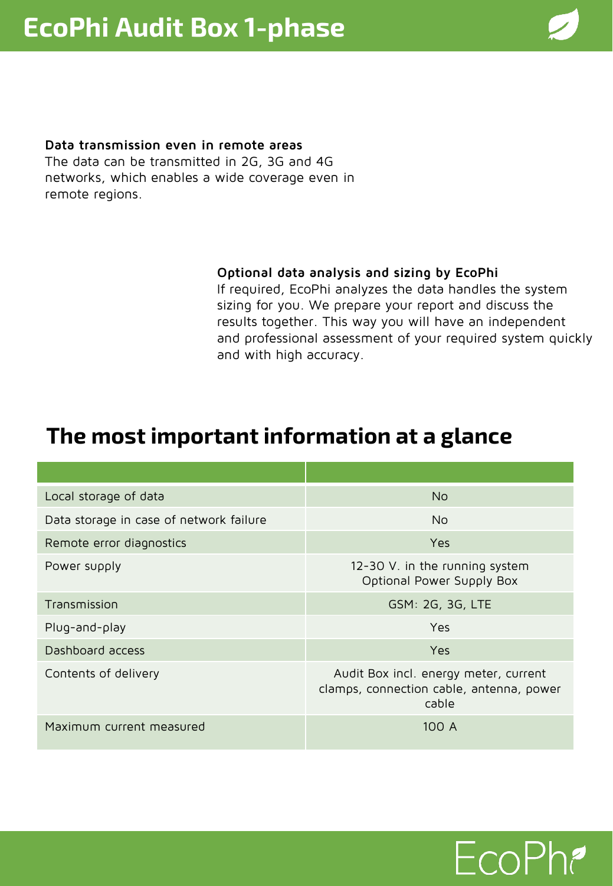# EcoPhi Audit Box 1-phase

**Data transmission even in remote areas**
The data can be transmitted in 2G, 3G and 4G networks, which enables a wide coverage even in remote regions.

**Optional data analysis and sizing by EcoPhi**
If required, EcoPhi analyzes the data handles the system sizing for you. We prepare your report and discuss the results together. This way you will have an independent and professional assessment of your required system quickly and with high accuracy.

## The most important information at a glance

| | |
|---|---|
| Local storage of data | No |
| Data storage in case of network failure | No |
| Remote error diagnostics | Yes |
| Power supply | 12-30 V. in the running system<br>Optional Power Supply Box |
| Transmission | GSM: 2G, 3G, LTE |
| Plug-and-play | Yes |
| Dashboard access | Yes |
| Contents of delivery | Audit Box incl. energy meter, current clamps, connection cable, antenna, power cable |
| Maximum current measured | 100 A |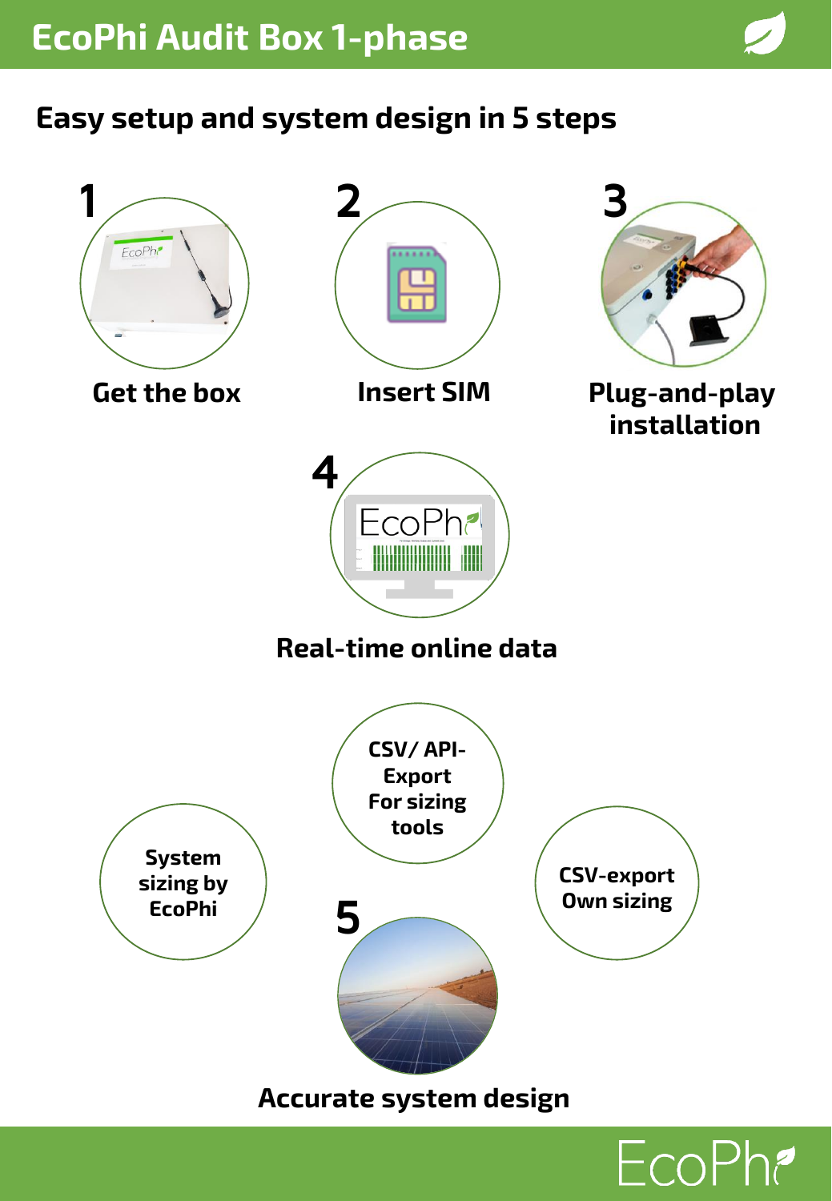# EcoPhi Audit Box 1-phase

## Easy setup and system design in 5 steps

**1** Get the box

**2** Insert SIM

**3** Plug-and-play installation

**4** Real-time online data

**5** Accurate system design

- System sizing by EcoPhi
- CSV/ API-Export For sizing tools
- CSV-export Own sizing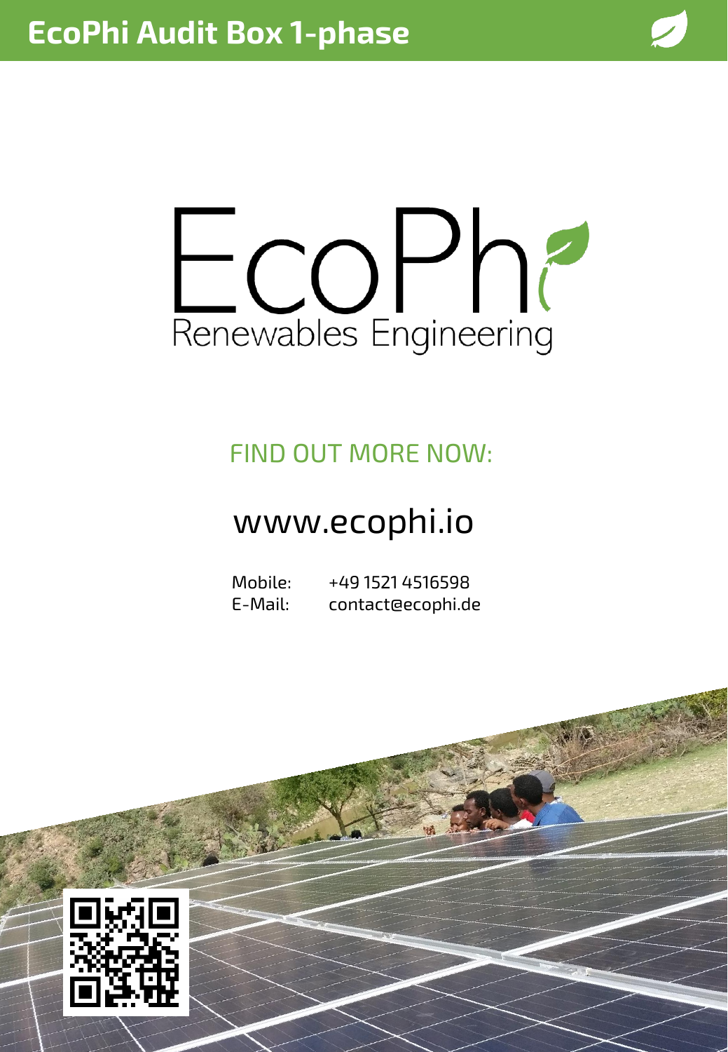# EcoPhi Audit Box 1-phase

EcoPhi
Renewables Engineering

FIND OUT MORE NOW:

www.ecophi.io

Mobile: +49 1521 4516598
E-Mail: contact@ecophi.de